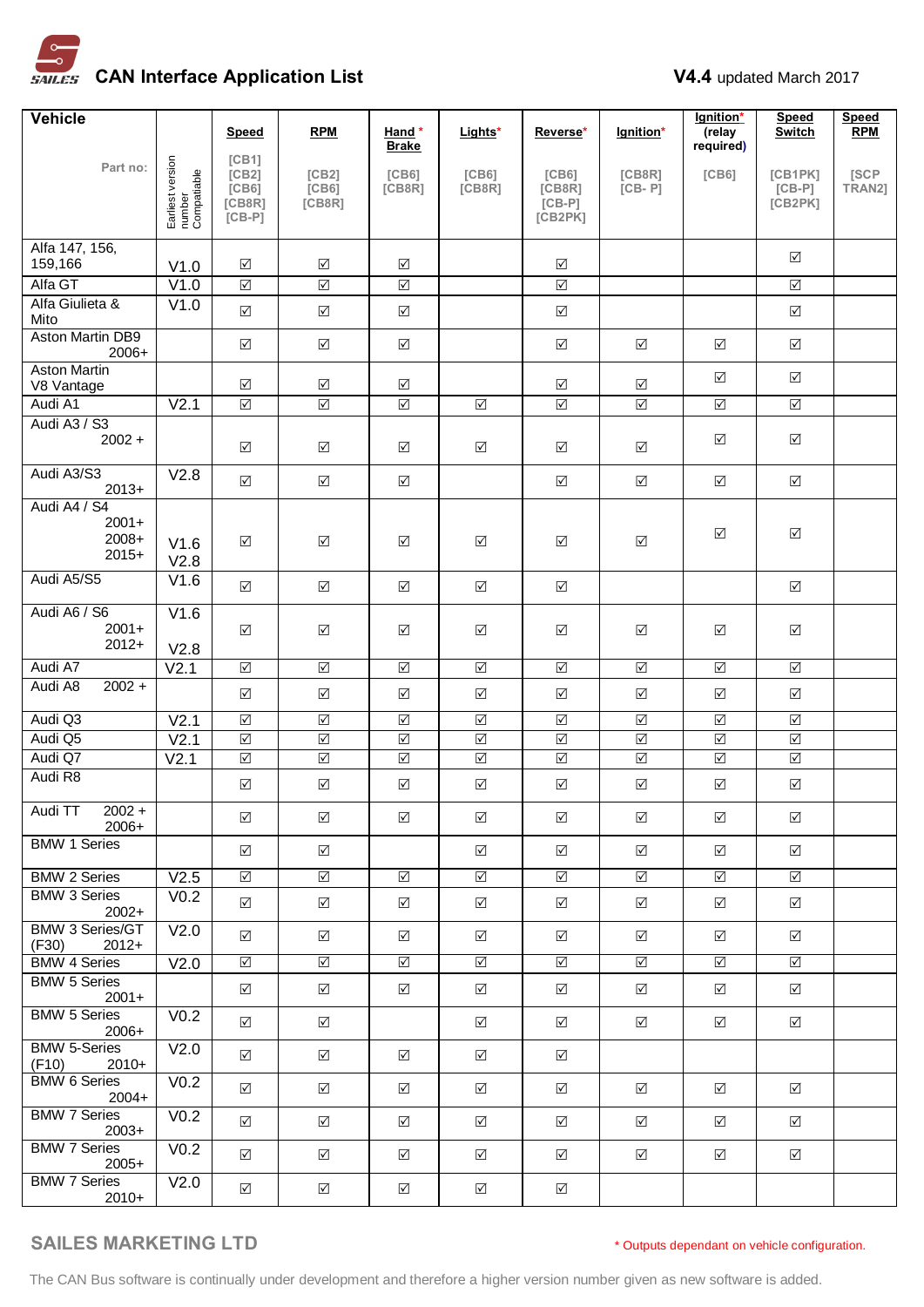# CAN Interface Application List

**V4.4** updated March 2017

| Vehicle<br>Part no: | Earliest version number Compatiable | Speed<br>[CB1] [CB2] [CB6] [CB8R] [CB-P] | RPM<br>[CB2] [CB6] [CB8R] | Hand * Brake<br>[CB6] [CB8R] | Lights*<br>[CB6] [CB8R] | Reverse*<br>[CB6] [CB8R] [CB-P] [CB2PK] | Ignition*<br>[CB8R] [CB- P] | Ignition* (relay required)<br>[CB6] | Speed Switch<br>[CB1PK] [CB-P] [CB2PK] | Speed RPM<br>[SCP TRAN2] |
|---|---|---|---|---|---|---|---|---|---|---|
| Alfa 147, 156, 159,166 | V1.0 | ☑ | ☑ | ☑ | | ☑ | | | ☑ | |
| Alfa GT | V1.0 | ☑ | ☑ | ☑ | | ☑ | | | ☑ | |
| Alfa Giulieta & Mito | V1.0 | ☑ | ☑ | ☑ | | ☑ | | | ☑ | |
| Aston Martin DB9 2006+ | | ☑ | ☑ | ☑ | | ☑ | ☑ | ☑ | ☑ | |
| Aston Martin V8 Vantage | | ☑ | ☑ | ☑ | | ☑ | ☑ | ☑ | ☑ | |
| Audi A1 | V2.1 | ☑ | ☑ | ☑ | ☑ | ☑ | ☑ | ☑ | ☑ | |
| Audi A3 / S3 2002 + | | ☑ | ☑ | ☑ | ☑ | ☑ | ☑ | ☑ | ☑ | |
| Audi A3/S3 2013+ | V2.8 | ☑ | ☑ | ☑ | | ☑ | ☑ | ☑ | ☑ | |
| Audi A4 / S4 2001+ 2008+ 2015+ | V1.6 V2.8 | ☑ | ☑ | ☑ | ☑ | ☑ | ☑ | ☑ | ☑ | |
| Audi A5/S5 | V1.6 | ☑ | ☑ | ☑ | ☑ | ☑ | | | ☑ | |
| Audi A6 / S6 2001+ 2012+ | V1.6 V2.8 | ☑ | ☑ | ☑ | ☑ | ☑ | ☑ | ☑ | ☑ | |
| Audi A7 | V2.1 | ☑ | ☑ | ☑ | ☑ | ☑ | ☑ | ☑ | ☑ | |
| Audi A8 2002 + | | ☑ | ☑ | ☑ | ☑ | ☑ | ☑ | ☑ | ☑ | |
| Audi Q3 | V2.1 | ☑ | ☑ | ☑ | ☑ | ☑ | ☑ | ☑ | ☑ | |
| Audi Q5 | V2.1 | ☑ | ☑ | ☑ | ☑ | ☑ | ☑ | ☑ | ☑ | |
| Audi Q7 | V2.1 | ☑ | ☑ | ☑ | ☑ | ☑ | ☑ | ☑ | ☑ | |
| Audi R8 | | ☑ | ☑ | ☑ | ☑ | ☑ | ☑ | ☑ | ☑ | |
| Audi TT 2002 + 2006+ | | ☑ | ☑ | ☑ | ☑ | ☑ | ☑ | ☑ | ☑ | |
| BMW 1 Series | | ☑ | ☑ | | ☑ | ☑ | ☑ | ☑ | ☑ | |
| BMW 2 Series | V2.5 | ☑ | ☑ | ☑ | ☑ | ☑ | ☑ | ☑ | ☑ | |
| BMW 3 Series 2002+ | V0.2 | ☑ | ☑ | ☑ | ☑ | ☑ | ☑ | ☑ | ☑ | |
| BMW 3 Series/GT (F30) 2012+ | V2.0 | ☑ | ☑ | ☑ | ☑ | ☑ | ☑ | ☑ | ☑ | |
| BMW 4 Series | V2.0 | ☑ | ☑ | ☑ | ☑ | ☑ | ☑ | ☑ | ☑ | |
| BMW 5 Series 2001+ | | ☑ | ☑ | ☑ | ☑ | ☑ | ☑ | ☑ | ☑ | |
| BMW 5 Series 2006+ | V0.2 | ☑ | ☑ | | ☑ | ☑ | ☑ | ☑ | ☑ | |
| BMW 5-Series (F10) 2010+ | V2.0 | ☑ | ☑ | ☑ | ☑ | ☑ | | | | |
| BMW 6 Series 2004+ | V0.2 | ☑ | ☑ | ☑ | ☑ | ☑ | ☑ | ☑ | ☑ | |
| BMW 7 Series 2003+ | V0.2 | ☑ | ☑ | ☑ | ☑ | ☑ | ☑ | ☑ | ☑ | |
| BMW 7 Series 2005+ | V0.2 | ☑ | ☑ | ☑ | ☑ | ☑ | ☑ | ☑ | ☑ | |
| BMW 7 Series 2010+ | V2.0 | ☑ | ☑ | ☑ | ☑ | ☑ | | | | |

SAILES MARKETING LTD

\* Outputs dependant on vehicle configuration.

The CAN Bus software is continually under development and therefore a higher version number given as new software is added.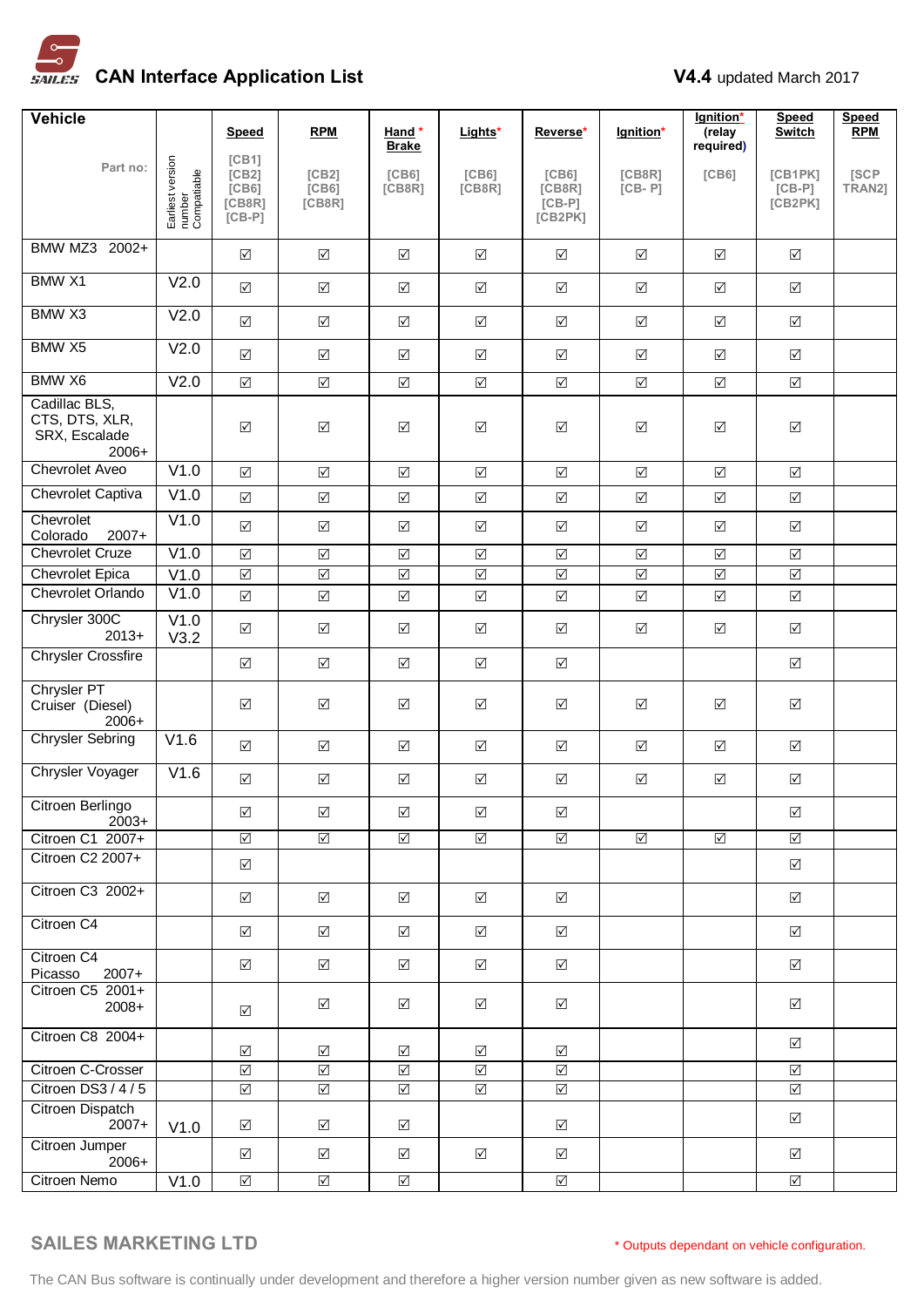# CAN Interface Application List

**V4.4** updated March 2017

| Vehicle / Part no: | Earliest version number Compatiable | **Speed** [CB1] [CB2] [CB6] [CB8R] [CB-P] | **RPM** [CB2] [CB6] [CB8R] | **Hand * Brake** [CB6] [CB8R] | **Lights*** [CB6] [CB8R] | **Reverse*** [CB6] [CB8R] [CB-P] [CB2PK] | **Ignition*** [CB8R] [CB- P] | **Ignition* (relay required)** [CB6] | **Speed Switch** [CB1PK] [CB-P] [CB2PK] | **Speed RPM** [SCP TRAN2] |
|---|---|---|---|---|---|---|---|---|---|---|
| BMW MZ3 2002+ | | ☑ | ☑ | ☑ | ☑ | ☑ | ☑ | ☑ | ☑ | |
| BMW X1 | V2.0 | ☑ | ☑ | ☑ | ☑ | ☑ | ☑ | ☑ | ☑ | |
| BMW X3 | V2.0 | ☑ | ☑ | ☑ | ☑ | ☑ | ☑ | ☑ | ☑ | |
| BMW X5 | V2.0 | ☑ | ☑ | ☑ | ☑ | ☑ | ☑ | ☑ | ☑ | |
| BMW X6 | V2.0 | ☑ | ☑ | ☑ | ☑ | ☑ | ☑ | ☑ | ☑ | |
| Cadillac BLS, CTS, DTS, XLR, SRX, Escalade 2006+ | | ☑ | ☑ | ☑ | ☑ | ☑ | ☑ | ☑ | ☑ | |
| Chevrolet Aveo | V1.0 | ☑ | ☑ | ☑ | ☑ | ☑ | ☑ | ☑ | ☑ | |
| Chevrolet Captiva | V1.0 | ☑ | ☑ | ☑ | ☑ | ☑ | ☑ | ☑ | ☑ | |
| Chevrolet Colorado 2007+ | V1.0 | ☑ | ☑ | ☑ | ☑ | ☑ | ☑ | ☑ | ☑ | |
| Chevrolet Cruze | V1.0 | ☑ | ☑ | ☑ | ☑ | ☑ | ☑ | ☑ | ☑ | |
| Chevrolet Epica | V1.0 | ☑ | ☑ | ☑ | ☑ | ☑ | ☑ | ☑ | ☑ | |
| Chevrolet Orlando | V1.0 | ☑ | ☑ | ☑ | ☑ | ☑ | ☑ | ☑ | ☑ | |
| Chrysler 300C 2013+ | V1.0 V3.2 | ☑ | ☑ | ☑ | ☑ | ☑ | ☑ | ☑ | ☑ | |
| Chrysler Crossfire | | ☑ | ☑ | ☑ | ☑ | ☑ | | | ☑ | |
| Chrysler PT Cruiser (Diesel) 2006+ | | ☑ | ☑ | ☑ | ☑ | ☑ | ☑ | ☑ | ☑ | |
| Chrysler Sebring | V1.6 | ☑ | ☑ | ☑ | ☑ | ☑ | ☑ | ☑ | ☑ | |
| Chrysler Voyager | V1.6 | ☑ | ☑ | ☑ | ☑ | ☑ | ☑ | ☑ | ☑ | |
| Citroen Berlingo 2003+ | | ☑ | ☑ | ☑ | ☑ | ☑ | | | ☑ | |
| Citroen C1 2007+ | | ☑ | ☑ | ☑ | ☑ | ☑ | ☑ | ☑ | ☑ | |
| Citroen C2 2007+ | | ☑ | | | | | | | ☑ | |
| Citroen C3 2002+ | | ☑ | ☑ | ☑ | ☑ | ☑ | | | ☑ | |
| Citroen C4 | | ☑ | ☑ | ☑ | ☑ | ☑ | | | ☑ | |
| Citroen C4 Picasso 2007+ | | ☑ | ☑ | ☑ | ☑ | ☑ | | | ☑ | |
| Citroen C5 2001+ 2008+ | | ☑ | ☑ | ☑ | ☑ | ☑ | | | ☑ | |
| Citroen C8 2004+ | | ☑ | ☑ | ☑ | ☑ | ☑ | | | ☑ | |
| Citroen C-Crosser | | ☑ | ☑ | ☑ | ☑ | ☑ | | | ☑ | |
| Citroen DS3 / 4 / 5 | | ☑ | ☑ | ☑ | ☑ | ☑ | | | ☑ | |
| Citroen Dispatch 2007+ | V1.0 | ☑ | ☑ | ☑ | | ☑ | | | ☑ | |
| Citroen Jumper 2006+ | | ☑ | ☑ | ☑ | ☑ | ☑ | | | ☑ | |
| Citroen Nemo | V1.0 | ☑ | ☑ | ☑ | | ☑ | | | ☑ | |

SAILES MARKETING LTD

\* Outputs dependant on vehicle configuration.

The CAN Bus software is continually under development and therefore a higher version number given as new software is added.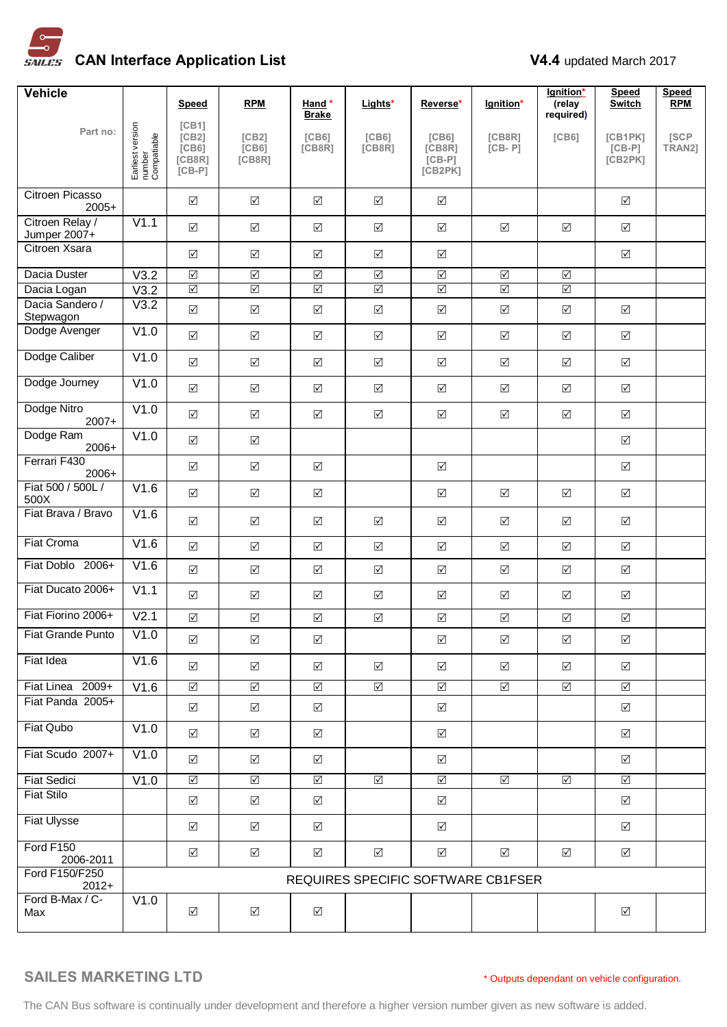# CAN Interface Application List

**V4.4** updated March 2017

| Vehicle | Earliest version number Compatiable | Speed | RPM | Hand * Brake | Lights* | Reverse* | Ignition* | Ignition* (relay required) | Speed Switch | Speed RPM |
|---|---|---|---|---|---|---|---|---|---|---|
| Part no: | | [CB1] [CB2] [CB6] [CB8R] [CB-P] | [CB2] [CB6] [CB8R] | [CB6] [CB8R] | [CB6] [CB8R] | [CB6] [CB8R] [CB-P] [CB2PK] | [CB8R] [CB- P] | [CB6] | [CB1PK] [CB-P] [CB2PK] | [SCP TRAN2] |
| Citroen Picasso 2005+ | | ☑ | ☑ | ☑ | ☑ | ☑ | | | ☑ | |
| Citroen Relay / Jumper 2007+ | V1.1 | ☑ | ☑ | ☑ | ☑ | ☑ | ☑ | ☑ | ☑ | |
| Citroen Xsara | | ☑ | ☑ | ☑ | ☑ | ☑ | | | ☑ | |
| Dacia Duster | V3.2 | ☑ | ☑ | ☑ | ☑ | ☑ | ☑ | ☑ | | |
| Dacia Logan | V3.2 | ☑ | ☑ | ☑ | ☑ | ☑ | ☑ | ☑ | | |
| Dacia Sandero / Stepwagon | V3.2 | ☑ | ☑ | ☑ | ☑ | ☑ | ☑ | ☑ | ☑ | |
| Dodge Avenger | V1.0 | ☑ | ☑ | ☑ | ☑ | ☑ | ☑ | ☑ | ☑ | |
| Dodge Caliber | V1.0 | ☑ | ☑ | ☑ | ☑ | ☑ | ☑ | ☑ | ☑ | |
| Dodge Journey | V1.0 | ☑ | ☑ | ☑ | ☑ | ☑ | ☑ | ☑ | ☑ | |
| Dodge Nitro 2007+ | V1.0 | ☑ | ☑ | ☑ | ☑ | ☑ | ☑ | ☑ | ☑ | |
| Dodge Ram 2006+ | V1.0 | ☑ | ☑ | | | | | | ☑ | |
| Ferrari F430 2006+ | | ☑ | ☑ | ☑ | | ☑ | | | ☑ | |
| Fiat 500 / 500L / 500X | V1.6 | ☑ | ☑ | ☑ | | ☑ | ☑ | ☑ | ☑ | |
| Fiat Brava / Bravo | V1.6 | ☑ | ☑ | ☑ | ☑ | ☑ | ☑ | ☑ | ☑ | |
| Fiat Croma | V1.6 | ☑ | ☑ | ☑ | ☑ | ☑ | ☑ | ☑ | ☑ | |
| Fiat Doblo 2006+ | V1.6 | ☑ | ☑ | ☑ | ☑ | ☑ | ☑ | ☑ | ☑ | |
| Fiat Ducato 2006+ | V1.1 | ☑ | ☑ | ☑ | ☑ | ☑ | ☑ | ☑ | ☑ | |
| Fiat Fiorino 2006+ | V2.1 | ☑ | ☑ | ☑ | ☑ | ☑ | ☑ | ☑ | ☑ | |
| Fiat Grande Punto | V1.0 | ☑ | ☑ | ☑ | | ☑ | ☑ | ☑ | ☑ | |
| Fiat Idea | V1.6 | ☑ | ☑ | ☑ | ☑ | ☑ | ☑ | ☑ | ☑ | |
| Fiat Linea 2009+ | V1.6 | ☑ | ☑ | ☑ | ☑ | ☑ | ☑ | ☑ | ☑ | |
| Fiat Panda 2005+ | | ☑ | ☑ | ☑ | | ☑ | | | ☑ | |
| Fiat Qubo | V1.0 | ☑ | ☑ | ☑ | | ☑ | | | ☑ | |
| Fiat Scudo 2007+ | V1.0 | ☑ | ☑ | ☑ | | ☑ | | | ☑ | |
| Fiat Sedici | V1.0 | ☑ | ☑ | ☑ | ☑ | ☑ | ☑ | ☑ | ☑ | |
| Fiat Stilo | | ☑ | ☑ | ☑ | | ☑ | | | ☑ | |
| Fiat Ulysse | | ☑ | ☑ | ☑ | | ☑ | | | ☑ | |
| Ford F150 2006-2011 | | ☑ | ☑ | ☑ | ☑ | ☑ | ☑ | ☑ | ☑ | |
| Ford F150/F250 2012+ | | REQUIRES SPECIFIC SOFTWARE CB1FSER | | | | | | | | |
| Ford B-Max / C-Max | V1.0 | ☑ | ☑ | ☑ | | | | | ☑ | |

**SAILES MARKETING LTD**

\* Outputs dependant on vehicle configuration.

The CAN Bus software is continually under development and therefore a higher version number given as new software is added.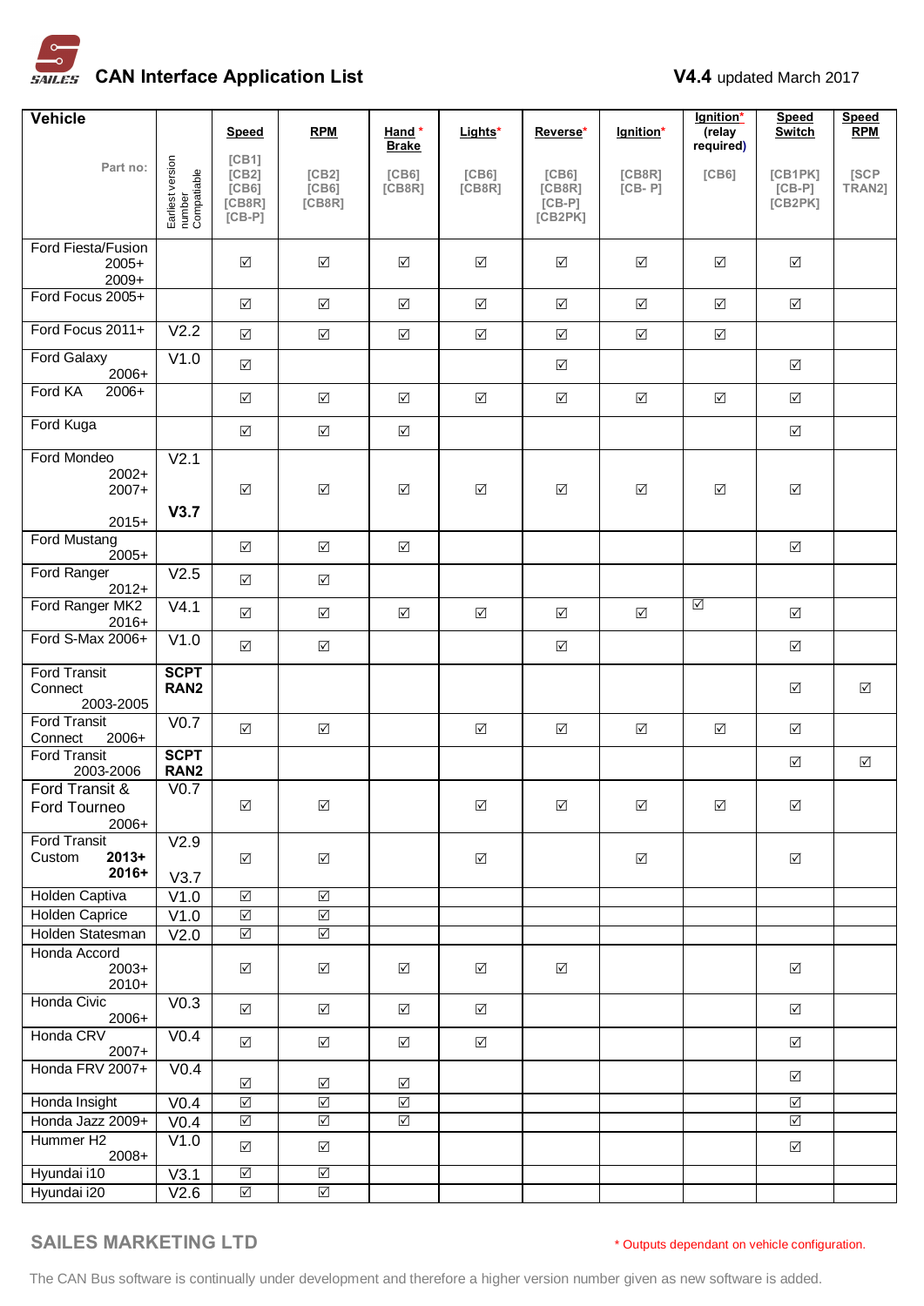# CAN Interface Application List

**V4.4** updated March 2017

| Vehicle / Part no: | Earliest version number Compatiable | Speed [CB1] [CB2] [CB6] [CB8R] [CB-P] | RPM [CB2] [CB6] [CB8R] | Hand * Brake [CB6] [CB8R] | Lights* [CB6] [CB8R] | Reverse* [CB6] [CB8R] [CB-P] [CB2PK] | Ignition* [CB8R] [CB- P] | Ignition* (relay required) [CB6] | Speed Switch [CB1PK] [CB-P] [CB2PK] | Speed RPM [SCP TRAN2] |
|---|---|---|---|---|---|---|---|---|---|---|
| Ford Fiesta/Fusion 2005+ 2009+ | | ☑ | ☑ | ☑ | ☑ | ☑ | ☑ | ☑ | ☑ | |
| Ford Focus 2005+ | | ☑ | ☑ | ☑ | ☑ | ☑ | ☑ | ☑ | ☑ | |
| Ford Focus 2011+ | V2.2 | ☑ | ☑ | ☑ | ☑ | ☑ | ☑ | ☑ | | |
| Ford Galaxy 2006+ | V1.0 | ☑ | | | | ☑ | | | ☑ | |
| Ford KA 2006+ | | ☑ | ☑ | ☑ | ☑ | ☑ | ☑ | ☑ | ☑ | |
| Ford Kuga | | ☑ | ☑ | ☑ | | | | | ☑ | |
| Ford Mondeo 2002+ 2007+ 2015+ | V2.1 **V3.7** | ☑ | ☑ | ☑ | ☑ | ☑ | ☑ | ☑ | ☑ | |
| Ford Mustang 2005+ | | ☑ | ☑ | ☑ | | | | | ☑ | |
| Ford Ranger 2012+ | V2.5 | ☑ | ☑ | | | | | | | |
| Ford Ranger MK2 2016+ | V4.1 | ☑ | ☑ | ☑ | ☑ | ☑ | ☑ | ☑ | ☑ | |
| Ford S-Max 2006+ | V1.0 | ☑ | ☑ | | | ☑ | | | ☑ | |
| Ford Transit Connect 2003-2005 | **SCPT RAN2** | | | | | | | | ☑ | ☑ |
| Ford Transit Connect 2006+ | V0.7 | ☑ | ☑ | | ☑ | ☑ | ☑ | ☑ | ☑ | |
| Ford Transit 2003-2006 | **SCPT RAN2** | | | | | | | | ☑ | ☑ |
| Ford Transit & Ford Tourneo 2006+ | V0.7 | ☑ | ☑ | | ☑ | ☑ | ☑ | ☑ | ☑ | |
| Ford Transit Custom **2013+** **2016+** | V2.9 V3.7 | ☑ | ☑ | | ☑ | | ☑ | | ☑ | |
| Holden Captiva | V1.0 | ☑ | ☑ | | | | | | | |
| Holden Caprice | V1.0 | ☑ | ☑ | | | | | | | |
| Holden Statesman | V2.0 | ☑ | ☑ | | | | | | | |
| Honda Accord 2003+ 2010+ | | ☑ | ☑ | ☑ | ☑ | ☑ | | | ☑ | |
| Honda Civic 2006+ | V0.3 | ☑ | ☑ | ☑ | ☑ | | | | ☑ | |
| Honda CRV 2007+ | V0.4 | ☑ | ☑ | ☑ | ☑ | | | | ☑ | |
| Honda FRV 2007+ | V0.4 | ☑ | ☑ | ☑ | | | | | ☑ | |
| Honda Insight | V0.4 | ☑ | ☑ | ☑ | | | | | ☑ | |
| Honda Jazz 2009+ | V0.4 | ☑ | ☑ | ☑ | | | | | ☑ | |
| Hummer H2 2008+ | V1.0 | ☑ | ☑ | | | | | | ☑ | |
| Hyundai i10 | V3.1 | ☑ | ☑ | | | | | | | |
| Hyundai i20 | V2.6 | ☑ | ☑ | | | | | | | |

**SAILES MARKETING LTD**

\* Outputs dependant on vehicle configuration.

The CAN Bus software is continually under development and therefore a higher version number given as new software is added.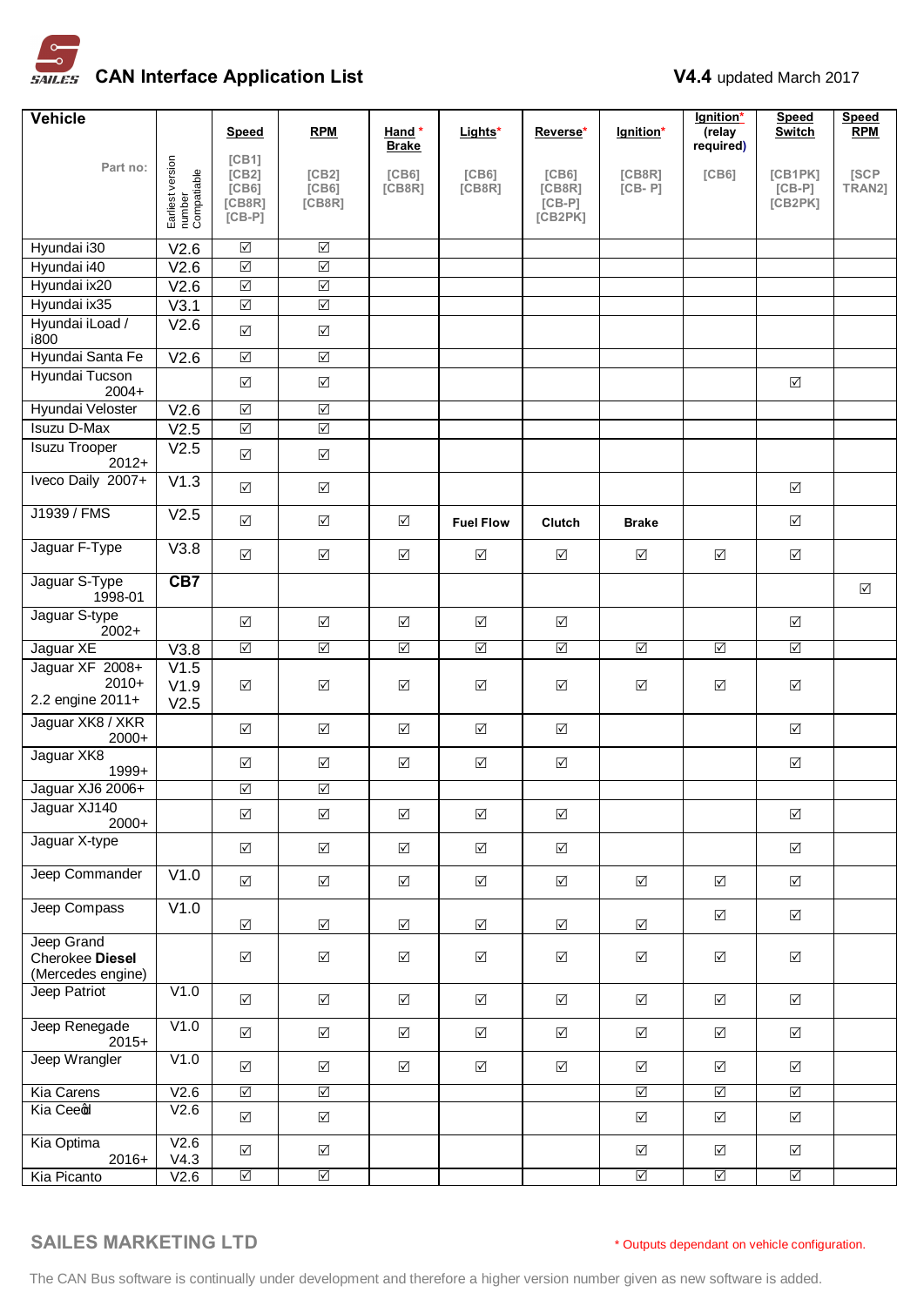# CAN Interface Application List

**V4.4** updated March 2017

| **Vehicle** Part no: | Earliest version number Compatiable | **Speed** [CB1] [CB2] [CB6] [CB8R] [CB-P] | **RPM** [CB2] [CB6] [CB8R] | **Hand * Brake** [CB6] [CB8R] | **Lights*** [CB6] [CB8R] | **Reverse*** [CB6] [CB8R] [CB-P] [CB2PK] | **Ignition*** [CB8R] [CB- P] | **Ignition*** **(relay required)** [CB6] | **Speed Switch** [CB1PK] [CB-P] [CB2PK] | **Speed RPM** [SCP TRAN2] |
|---|---|---|---|---|---|---|---|---|---|---|
| Hyundai i30 | V2.6 | ☑ | ☑ | | | | | | | |
| Hyundai i40 | V2.6 | ☑ | ☑ | | | | | | | |
| Hyundai ix20 | V2.6 | ☑ | ☑ | | | | | | | |
| Hyundai ix35 | V3.1 | ☑ | ☑ | | | | | | | |
| Hyundai iLoad / i800 | V2.6 | ☑ | ☑ | | | | | | | |
| Hyundai Santa Fe | V2.6 | ☑ | ☑ | | | | | | | |
| Hyundai Tucson 2004+ | | ☑ | ☑ | | | | | | ☑ | |
| Hyundai Veloster | V2.6 | ☑ | ☑ | | | | | | | |
| Isuzu D-Max | V2.5 | ☑ | ☑ | | | | | | | |
| Isuzu Trooper 2012+ | V2.5 | ☑ | ☑ | | | | | | | |
| Iveco Daily 2007+ | V1.3 | ☑ | ☑ | | | | | | ☑ | |
| J1939 / FMS | V2.5 | ☑ | ☑ | ☑ | **Fuel Flow** | **Clutch** | **Brake** | | ☑ | |
| Jaguar F-Type | V3.8 | ☑ | ☑ | ☑ | ☑ | ☑ | ☑ | ☑ | ☑ | |
| Jaguar S-Type 1998-01 | **CB7** | | | | | | | | | ☑ |
| Jaguar S-type 2002+ | | ☑ | ☑ | ☑ | ☑ | ☑ | | | ☑ | |
| Jaguar XE | V3.8 | ☑ | ☑ | ☑ | ☑ | ☑ | ☑ | ☑ | ☑ | |
| Jaguar XF 2008+ 2010+ 2.2 engine 2011+ | V1.5 V1.9 V2.5 | ☑ | ☑ | ☑ | ☑ | ☑ | ☑ | ☑ | ☑ | |
| Jaguar XK8 / XKR 2000+ | | ☑ | ☑ | ☑ | ☑ | ☑ | | | ☑ | |
| Jaguar XK8 1999+ | | ☑ | ☑ | ☑ | ☑ | ☑ | | | ☑ | |
| Jaguar XJ6 2006+ | | ☑ | ☑ | | | | | | | |
| Jaguar XJ140 2000+ | | ☑ | ☑ | ☑ | ☑ | ☑ | | | ☑ | |
| Jaguar X-type | | ☑ | ☑ | ☑ | ☑ | ☑ | | | ☑ | |
| Jeep Commander | V1.0 | ☑ | ☑ | ☑ | ☑ | ☑ | ☑ | ☑ | ☑ | |
| Jeep Compass | V1.0 | ☑ | ☑ | ☑ | ☑ | ☑ | ☑ | ☑ | ☑ | |
| Jeep Grand Cherokee **Diesel** (Mercedes engine) | | ☑ | ☑ | ☑ | ☑ | ☑ | ☑ | ☑ | ☑ | |
| Jeep Patriot | V1.0 | ☑ | ☑ | ☑ | ☑ | ☑ | ☑ | ☑ | ☑ | |
| Jeep Renegade 2015+ | V1.0 | ☑ | ☑ | ☑ | ☑ | ☑ | ☑ | ☑ | ☑ | |
| Jeep Wrangler | V1.0 | ☑ | ☑ | ☑ | ☑ | ☑ | ☑ | ☑ | ☑ | |
| Kia Carens | V2.6 | ☑ | ☑ | | | | ☑ | ☑ | ☑ | |
| Kia Ceed | V2.6 | ☑ | ☑ | | | | ☑ | ☑ | ☑ | |
| Kia Optima 2016+ | V2.6 V4.3 | ☑ | ☑ | | | | ☑ | ☑ | ☑ | |
| Kia Picanto | V2.6 | ☑ | ☑ | | | | ☑ | ☑ | ☑ | |

**SAILES MARKETING LTD**

* Outputs dependant on vehicle configuration.

The CAN Bus software is continually under development and therefore a higher version number given as new software is added.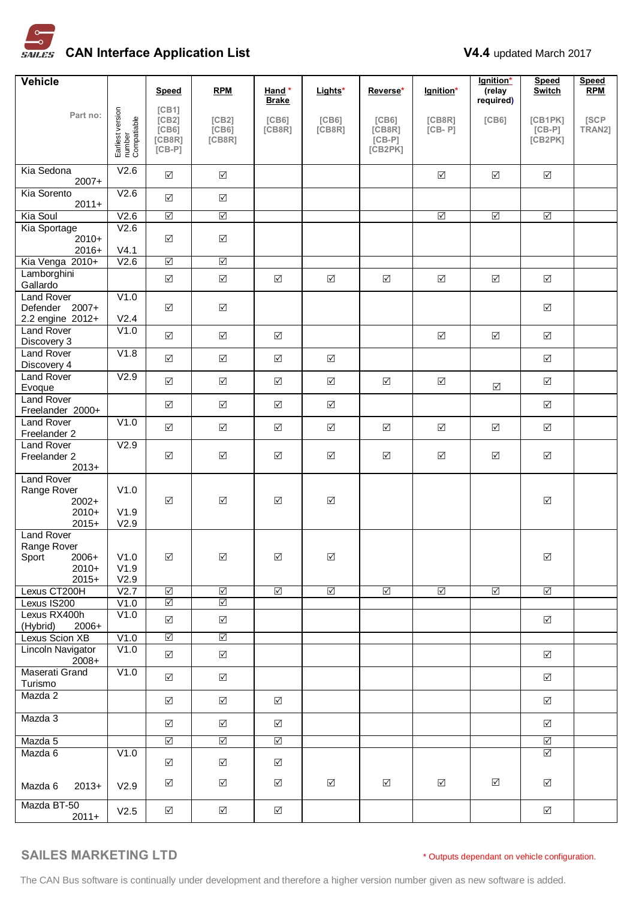# CAN Interface Application List

**V4.4** updated March 2017

| Vehicle<br>Part no: | Earliest version number Compatiable | Speed<br>[CB1] [CB2] [CB6] [CB8R] [CB-P] | RPM<br>[CB2] [CB6] [CB8R] | Hand * Brake<br>[CB6] [CB8R] | Lights*<br>[CB6] [CB8R] | Reverse*<br>[CB6] [CB8R] [CB-P] [CB2PK] | Ignition*<br>[CB8R] [CB- P] | Ignition* (relay required)<br>[CB6] | Speed Switch<br>[CB1PK] [CB-P] [CB2PK] | Speed RPM<br>[SCP TRAN2] |
|---|---|---|---|---|---|---|---|---|---|---|
| Kia Sedona 2007+ | V2.6 | ☑ | ☑ | | | | ☑ | ☑ | ☑ | |
| Kia Sorento 2011+ | V2.6 | ☑ | ☑ | | | | | | | |
| Kia Soul | V2.6 | ☑ | ☑ | | | | ☑ | ☑ | ☑ | |
| Kia Sportage 2010+<br>2016+ | V2.6<br>V4.1 | ☑ | ☑ | | | | | | | |
| Kia Venga 2010+ | V2.6 | ☑ | ☑ | | | | | | | |
| Lamborghini Gallardo | | ☑ | ☑ | ☑ | ☑ | ☑ | ☑ | ☑ | ☑ | |
| Land Rover Defender 2007+<br>2.2 engine 2012+ | V1.0<br>V2.4 | ☑ | ☑ | | | | | | ☑ | |
| Land Rover Discovery 3 | V1.0 | ☑ | ☑ | ☑ | | | ☑ | ☑ | ☑ | |
| Land Rover Discovery 4 | V1.8 | ☑ | ☑ | ☑ | ☑ | | | | ☑ | |
| Land Rover Evoque | V2.9 | ☑ | ☑ | ☑ | ☑ | ☑ | ☑ | ☑ | ☑ | |
| Land Rover Freelander 2000+ | | ☑ | ☑ | ☑ | ☑ | | | | ☑ | |
| Land Rover Freelander 2 | V1.0 | ☑ | ☑ | ☑ | ☑ | ☑ | ☑ | ☑ | ☑ | |
| Land Rover Freelander 2 2013+ | V2.9 | ☑ | ☑ | ☑ | ☑ | ☑ | ☑ | ☑ | ☑ | |
| Land Rover Range Rover 2002+<br>2010+<br>2015+ | V1.0<br>V1.9<br>V2.9 | ☑ | ☑ | ☑ | ☑ | | | | ☑ | |
| Land Rover Range Rover Sport 2006+<br>2010+<br>2015+ | V1.0<br>V1.9<br>V2.9 | ☑ | ☑ | ☑ | ☑ | | | | ☑ | |
| Lexus CT200H | V2.7 | ☑ | ☑ | ☑ | ☑ | ☑ | ☑ | ☑ | ☑ | |
| Lexus IS200 | V1.0 | ☑ | ☑ | | | | | | | |
| Lexus RX400h (Hybrid) 2006+ | V1.0 | ☑ | ☑ | | | | | | ☑ | |
| Lexus Scion XB | V1.0 | ☑ | ☑ | | | | | | | |
| Lincoln Navigator 2008+ | V1.0 | ☑ | ☑ | | | | | | ☑ | |
| Maserati Grand Turismo | V1.0 | ☑ | ☑ | | | | | | ☑ | |
| Mazda 2 | | ☑ | ☑ | ☑ | | | | | ☑ | |
| Mazda 3 | | ☑ | ☑ | ☑ | | | | | ☑ | |
| Mazda 5 | | ☑ | ☑ | ☑ | | | | | ☑ | |
| Mazda 6 | V1.0 | ☑ | ☑ | ☑ | | | | | ☑ | |
| Mazda 6 2013+ | V2.9 | ☑ | ☑ | ☑ | ☑ | ☑ | ☑ | ☑ | ☑ | |
| Mazda BT-50 2011+ | V2.5 | ☑ | ☑ | ☑ | | | | | ☑ | |

**SAILES MARKETING LTD**

\* Outputs dependant on vehicle configuration.

The CAN Bus software is continually under development and therefore a higher version number given as new software is added.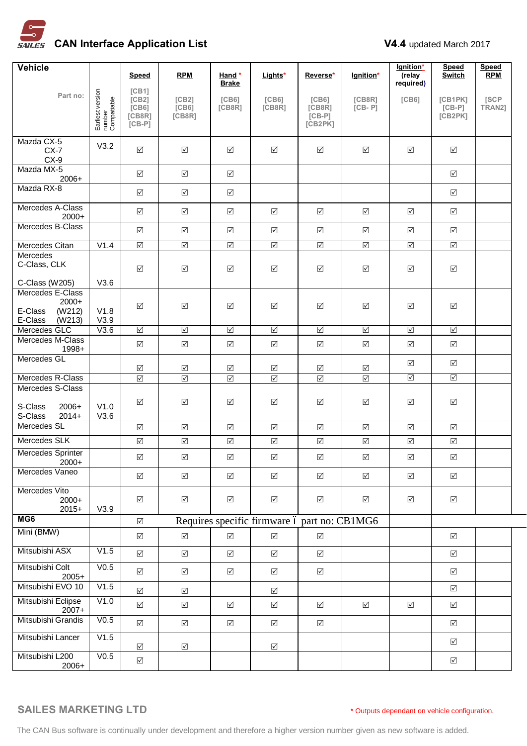# SAILES CAN Interface Application List

**V4.4** updated March 2017

| Vehicle<br>Part no: | Earliest version number Compatiable | Speed<br>[CB1] [CB2] [CB6] [CB8R] [CB-P] | RPM<br>[CB2] [CB6] [CB8R] | Hand * Brake<br>[CB6] [CB8R] | Lights*<br>[CB6] [CB8R] | Reverse*<br>[CB6] [CB8R] [CB-P] [CB2PK] | Ignition*<br>[CB8R] [CB- P] | Ignition* (relay required)<br>[CB6] | Speed Switch<br>[CB1PK] [CB-P] [CB2PK] | Speed RPM<br>[SCP TRAN2] |
|---|---|---|---|---|---|---|---|---|---|---|
| Mazda CX-5<br>CX-7<br>CX-9 | V3.2 | ☑ | ☑ | ☑ | ☑ | ☑ | ☑ | ☑ | ☑ | |
| Mazda MX-5 2006+ | | ☑ | ☑ | ☑ | | | | | ☑ | |
| Mazda RX-8 | | ☑ | ☑ | ☑ | | | | | ☑ | |
| Mercedes A-Class 2000+ | | ☑ | ☑ | ☑ | ☑ | ☑ | ☑ | ☑ | ☑ | |
| Mercedes B-Class | | ☑ | ☑ | ☑ | ☑ | ☑ | ☑ | ☑ | ☑ | |
| Mercedes Citan | V1.4 | ☑ | ☑ | ☑ | ☑ | ☑ | ☑ | ☑ | ☑ | |
| Mercedes<br>C-Class, CLK<br>C-Class (W205) | <br><br>V3.6 | ☑ | ☑ | ☑ | ☑ | ☑ | ☑ | ☑ | ☑ | |
| Mercedes E-Class 2000+<br>E-Class (W212)<br>E-Class (W213) | <br>V1.8<br>V3.9 | ☑ | ☑ | ☑ | ☑ | ☑ | ☑ | ☑ | ☑ | |
| Mercedes GLC | V3.6 | ☑ | ☑ | ☑ | ☑ | ☑ | ☑ | ☑ | ☑ | |
| Mercedes M-Class 1998+ | | ☑ | ☑ | ☑ | ☑ | ☑ | ☑ | ☑ | ☑ | |
| Mercedes GL | | ☑ | ☑ | ☑ | ☑ | ☑ | ☑ | ☑ | ☑ | |
| Mercedes R-Class | | ☑ | ☑ | ☑ | ☑ | ☑ | ☑ | ☑ | ☑ | |
| Mercedes S-Class<br>S-Class 2006+<br>S-Class 2014+ | <br>V1.0<br>V3.6 | ☑ | ☑ | ☑ | ☑ | ☑ | ☑ | ☑ | ☑ | |
| Mercedes SL | | ☑ | ☑ | ☑ | ☑ | ☑ | ☑ | ☑ | ☑ | |
| Mercedes SLK | | ☑ | ☑ | ☑ | ☑ | ☑ | ☑ | ☑ | ☑ | |
| Mercedes Sprinter 2000+ | | ☑ | ☑ | ☑ | ☑ | ☑ | ☑ | ☑ | ☑ | |
| Mercedes Vaneo | | ☑ | ☑ | ☑ | ☑ | ☑ | ☑ | ☑ | ☑ | |
| Mercedes Vito 2000+<br>2015+ | <br>V3.9 | ☑ | ☑ | ☑ | ☑ | ☑ | ☑ | ☑ | ☑ | |
| **MG6** | | ☑ | Requires specific firmware ï part no: CB1MG6 | | | | | | | |
| Mini (BMW) | | ☑ | ☑ | ☑ | ☑ | ☑ | | | ☑ | |
| Mitsubishi ASX | V1.5 | ☑ | ☑ | ☑ | ☑ | ☑ | | | ☑ | |
| Mitsubishi Colt 2005+ | V0.5 | ☑ | ☑ | ☑ | ☑ | ☑ | | | ☑ | |
| Mitsubishi EVO 10 | V1.5 | ☑ | ☑ | | ☑ | | | | ☑ | |
| Mitsubishi Eclipse 2007+ | V1.0 | ☑ | ☑ | ☑ | ☑ | ☑ | ☑ | ☑ | ☑ | |
| Mitsubishi Grandis | V0.5 | ☑ | ☑ | ☑ | ☑ | ☑ | | | ☑ | |
| Mitsubishi Lancer | V1.5 | ☑ | ☑ | | ☑ | | | | ☑ | |
| Mitsubishi L200 2006+ | V0.5 | ☑ | | | | | | | ☑ | |

**SAILES MARKETING LTD**

\* Outputs dependant on vehicle configuration.

The CAN Bus software is continually under development and therefore a higher version number given as new software is added.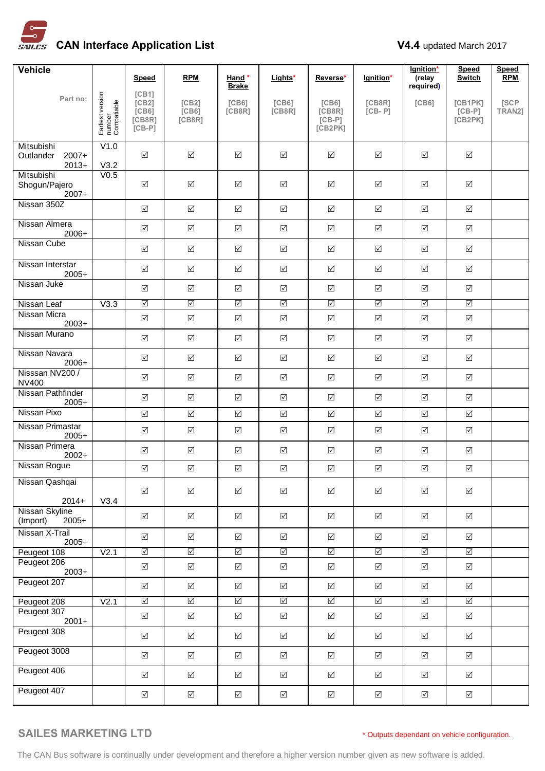# CAN Interface Application List

**V4.4** updated March 2017

| Vehicle<br>Part no: | Earliest version number Compatiable | Speed<br>[CB1] [CB2] [CB6] [CB8R] [CB-P] | RPM<br>[CB2] [CB6] [CB8R] | Hand * Brake<br>[CB6] [CB8R] | Lights*<br>[CB6] [CB8R] | Reverse*<br>[CB6] [CB8R] [CB-P] [CB2PK] | Ignition*<br>[CB8R] [CB- P] | Ignition* (relay required)<br>[CB6] | Speed Switch<br>[CB1PK] [CB-P] [CB2PK] | Speed RPM<br>[SCP TRAN2] |
|---|---|---|---|---|---|---|---|---|---|---|
| Mitsubishi Outlander 2007+ 2013+ | V1.0 V3.2 | ☑ | ☑ | ☑ | ☑ | ☑ | ☑ | ☑ | ☑ | |
| Mitsubishi Shogun/Pajero 2007+ | V0.5 | ☑ | ☑ | ☑ | ☑ | ☑ | ☑ | ☑ | ☑ | |
| Nissan 350Z | | ☑ | ☑ | ☑ | ☑ | ☑ | ☑ | ☑ | ☑ | |
| Nissan Almera 2006+ | | ☑ | ☑ | ☑ | ☑ | ☑ | ☑ | ☑ | ☑ | |
| Nissan Cube | | ☑ | ☑ | ☑ | ☑ | ☑ | ☑ | ☑ | ☑ | |
| Nissan Interstar 2005+ | | ☑ | ☑ | ☑ | ☑ | ☑ | ☑ | ☑ | ☑ | |
| Nissan Juke | | ☑ | ☑ | ☑ | ☑ | ☑ | ☑ | ☑ | ☑ | |
| Nissan Leaf | V3.3 | ☑ | ☑ | ☑ | ☑ | ☑ | ☑ | ☑ | ☑ | |
| Nissan Micra 2003+ | | ☑ | ☑ | ☑ | ☑ | ☑ | ☑ | ☑ | ☑ | |
| Nissan Murano | | ☑ | ☑ | ☑ | ☑ | ☑ | ☑ | ☑ | ☑ | |
| Nissan Navara 2006+ | | ☑ | ☑ | ☑ | ☑ | ☑ | ☑ | ☑ | ☑ | |
| Nisssan NV200 / NV400 | | ☑ | ☑ | ☑ | ☑ | ☑ | ☑ | ☑ | ☑ | |
| Nissan Pathfinder 2005+ | | ☑ | ☑ | ☑ | ☑ | ☑ | ☑ | ☑ | ☑ | |
| Nissan Pixo | | ☑ | ☑ | ☑ | ☑ | ☑ | ☑ | ☑ | ☑ | |
| Nissan Primastar 2005+ | | ☑ | ☑ | ☑ | ☑ | ☑ | ☑ | ☑ | ☑ | |
| Nissan Primera 2002+ | | ☑ | ☑ | ☑ | ☑ | ☑ | ☑ | ☑ | ☑ | |
| Nissan Rogue | | ☑ | ☑ | ☑ | ☑ | ☑ | ☑ | ☑ | ☑ | |
| Nissan Qashqai 2014+ | V3.4 | ☑ | ☑ | ☑ | ☑ | ☑ | ☑ | ☑ | ☑ | |
| Nissan Skyline (Import) 2005+ | | ☑ | ☑ | ☑ | ☑ | ☑ | ☑ | ☑ | ☑ | |
| Nissan X-Trail 2005+ | | ☑ | ☑ | ☑ | ☑ | ☑ | ☑ | ☑ | ☑ | |
| Peugeot 108 | V2.1 | ☑ | ☑ | ☑ | ☑ | ☑ | ☑ | ☑ | ☑ | |
| Peugeot 206 2003+ | | ☑ | ☑ | ☑ | ☑ | ☑ | ☑ | ☑ | ☑ | |
| Peugeot 207 | | ☑ | ☑ | ☑ | ☑ | ☑ | ☑ | ☑ | ☑ | |
| Peugeot 208 | V2.1 | ☑ | ☑ | ☑ | ☑ | ☑ | ☑ | ☑ | ☑ | |
| Peugeot 307 2001+ | | ☑ | ☑ | ☑ | ☑ | ☑ | ☑ | ☑ | ☑ | |
| Peugeot 308 | | ☑ | ☑ | ☑ | ☑ | ☑ | ☑ | ☑ | ☑ | |
| Peugeot 3008 | | ☑ | ☑ | ☑ | ☑ | ☑ | ☑ | ☑ | ☑ | |
| Peugeot 406 | | ☑ | ☑ | ☑ | ☑ | ☑ | ☑ | ☑ | ☑ | |
| Peugeot 407 | | ☑ | ☑ | ☑ | ☑ | ☑ | ☑ | ☑ | ☑ | |

SAILES MARKETING LTD

* Outputs dependant on vehicle configuration.

The CAN Bus software is continually under development and therefore a higher version number given as new software is added.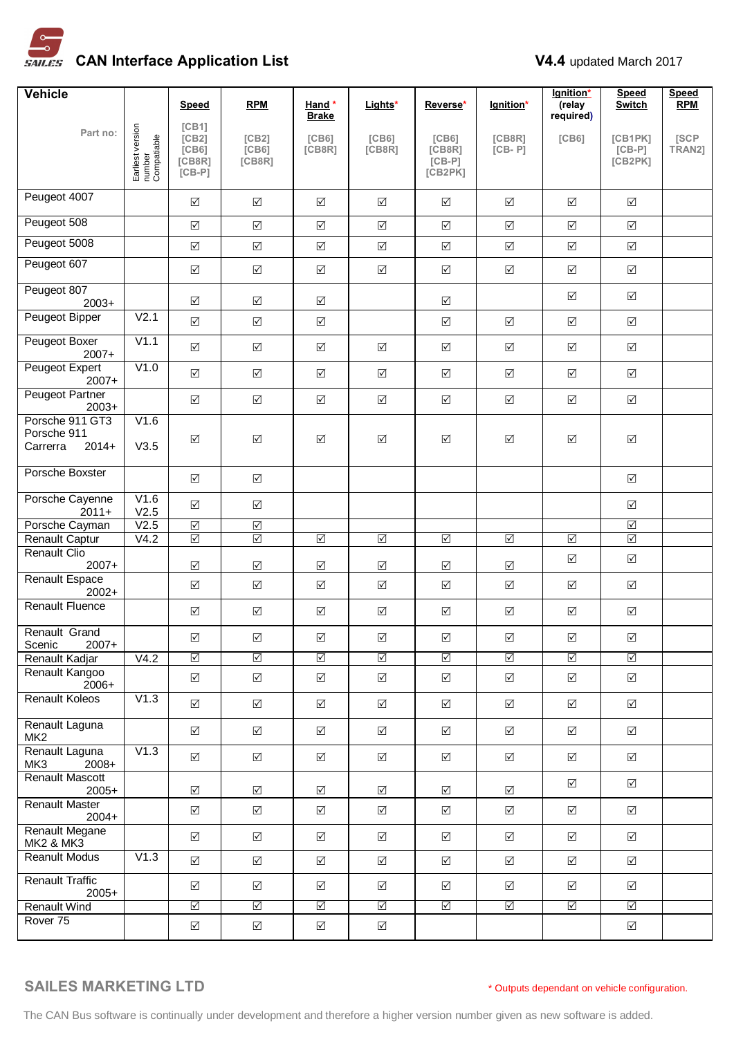# CAN Interface Application List

**V4.4** updated March 2017

| Vehicle<br>Part no: | Earliest version number Compatiable | Speed<br>[CB1] [CB2] [CB6] [CB8R] [CB-P] | RPM<br>[CB2] [CB6] [CB8R] | Hand * Brake<br>[CB6] [CB8R] | Lights*<br>[CB6] [CB8R] | Reverse*<br>[CB6] [CB8R] [CB-P] [CB2PK] | Ignition*<br>[CB8R] [CB- P] | Ignition* (relay required)<br>[CB6] | Speed Switch<br>[CB1PK] [CB-P] [CB2PK] | Speed RPM<br>[SCP TRAN2] |
|---|---|---|---|---|---|---|---|---|---|---|
| Peugeot 4007 | | ☑ | ☑ | ☑ | ☑ | ☑ | ☑ | ☑ | ☑ | |
| Peugeot 508 | | ☑ | ☑ | ☑ | ☑ | ☑ | ☑ | ☑ | ☑ | |
| Peugeot 5008 | | ☑ | ☑ | ☑ | ☑ | ☑ | ☑ | ☑ | ☑ | |
| Peugeot 607 | | ☑ | ☑ | ☑ | ☑ | ☑ | ☑ | ☑ | ☑ | |
| Peugeot 807 2003+ | | ☑ | ☑ | ☑ | | ☑ | | ☑ | ☑ | |
| Peugeot Bipper | V2.1 | ☑ | ☑ | ☑ | | ☑ | ☑ | ☑ | ☑ | |
| Peugeot Boxer 2007+ | V1.1 | ☑ | ☑ | ☑ | ☑ | ☑ | ☑ | ☑ | ☑ | |
| Peugeot Expert 2007+ | V1.0 | ☑ | ☑ | ☑ | ☑ | ☑ | ☑ | ☑ | ☑ | |
| Peugeot Partner 2003+ | | ☑ | ☑ | ☑ | ☑ | ☑ | ☑ | ☑ | ☑ | |
| Porsche 911 GT3<br>Porsche 911 Carrerra 2014+ | V1.6<br>V3.5 | ☑ | ☑ | ☑ | ☑ | ☑ | ☑ | ☑ | ☑ | |
| Porsche Boxster | | ☑ | ☑ | | | | | | ☑ | |
| Porsche Cayenne 2011+ | V1.6<br>V2.5 | ☑ | ☑ | | | | | | ☑ | |
| Porsche Cayman | V2.5 | ☑ | ☑ | | | | | | ☑ | |
| Renault Captur | V4.2 | ☑ | ☑ | ☑ | ☑ | ☑ | ☑ | ☑ | ☑ | |
| Renault Clio 2007+ | | ☑ | ☑ | ☑ | ☑ | ☑ | ☑ | ☑ | ☑ | |
| Renault Espace 2002+ | | ☑ | ☑ | ☑ | ☑ | ☑ | ☑ | ☑ | ☑ | |
| Renault Fluence | | ☑ | ☑ | ☑ | ☑ | ☑ | ☑ | ☑ | ☑ | |
| Renault Grand Scenic 2007+ | | ☑ | ☑ | ☑ | ☑ | ☑ | ☑ | ☑ | ☑ | |
| Renault Kadjar | V4.2 | ☑ | ☑ | ☑ | ☑ | ☑ | ☑ | ☑ | ☑ | |
| Renault Kangoo 2006+ | | ☑ | ☑ | ☑ | ☑ | ☑ | ☑ | ☑ | ☑ | |
| Renault Koleos | V1.3 | ☑ | ☑ | ☑ | ☑ | ☑ | ☑ | ☑ | ☑ | |
| Renault Laguna MK2 | | ☑ | ☑ | ☑ | ☑ | ☑ | ☑ | ☑ | ☑ | |
| Renault Laguna MK3 2008+ | V1.3 | ☑ | ☑ | ☑ | ☑ | ☑ | ☑ | ☑ | ☑ | |
| Renault Mascott 2005+ | | ☑ | ☑ | ☑ | ☑ | ☑ | ☑ | ☑ | ☑ | |
| Renault Master 2004+ | | ☑ | ☑ | ☑ | ☑ | ☑ | ☑ | ☑ | ☑ | |
| Renault Megane MK2 & MK3 | | ☑ | ☑ | ☑ | ☑ | ☑ | ☑ | ☑ | ☑ | |
| Reanult Modus | V1.3 | ☑ | ☑ | ☑ | ☑ | ☑ | ☑ | ☑ | ☑ | |
| Renault Traffic 2005+ | | ☑ | ☑ | ☑ | ☑ | ☑ | ☑ | ☑ | ☑ | |
| Renault Wind | | ☑ | ☑ | ☑ | ☑ | ☑ | ☑ | ☑ | ☑ | |
| Rover 75 | | ☑ | ☑ | ☑ | ☑ | | | | ☑ | |

SAILES MARKETING LTD

\* Outputs dependant on vehicle configuration.

The CAN Bus software is continually under development and therefore a higher version number given as new software is added.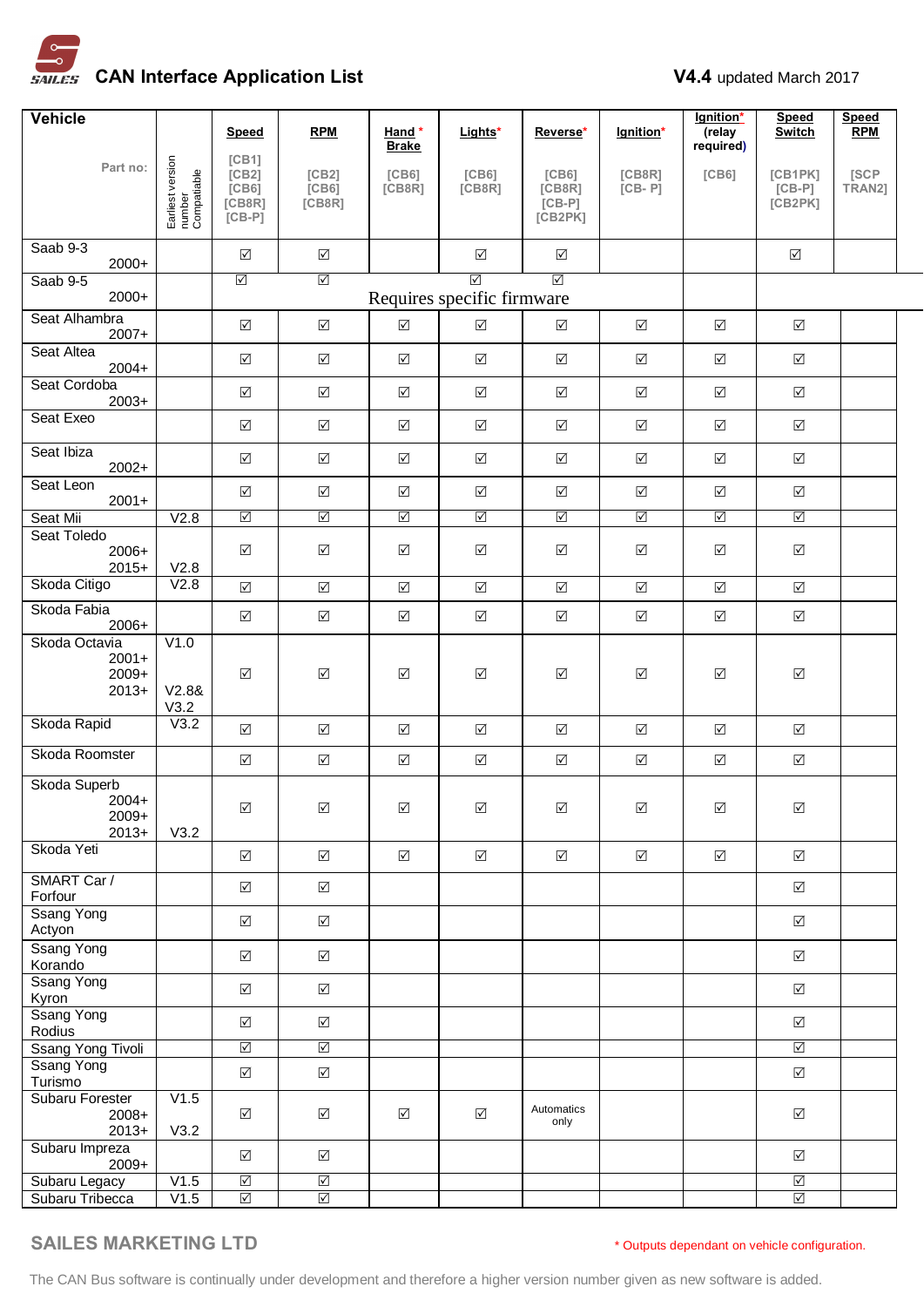# CAN Interface Application List

**V4.4** updated March 2017

| Vehicle / Part no: | Earliest version number Compatiable | Speed [CB1] [CB2] [CB6] [CB8R] [CB-P] | RPM [CB2] [CB6] [CB8R] | Hand * Brake [CB6] [CB8R] | Lights* [CB6] [CB8R] | Reverse* [CB6] [CB8R] [CB-P] [CB2PK] | Ignition* [CB8R] [CB- P] | Ignition* (relay required) [CB6] | Speed Switch [CB1PK] [CB-P] [CB2PK] | Speed RPM [SCP TRAN2] |
|---|---|---|---|---|---|---|---|---|---|---|
| Saab 9-3 2000+ | | ☑ | ☑ | | ☑ | ☑ | | | ☑ | |
| Saab 9-5 2000+ | | ☑ | ☑ | Requires specific firmware | ☑ | ☑ | | | | |
| Seat Alhambra 2007+ | | ☑ | ☑ | ☑ | ☑ | ☑ | ☑ | ☑ | ☑ | |
| Seat Altea 2004+ | | ☑ | ☑ | ☑ | ☑ | ☑ | ☑ | ☑ | ☑ | |
| Seat Cordoba 2003+ | | ☑ | ☑ | ☑ | ☑ | ☑ | ☑ | ☑ | ☑ | |
| Seat Exeo | | ☑ | ☑ | ☑ | ☑ | ☑ | ☑ | ☑ | ☑ | |
| Seat Ibiza 2002+ | | ☑ | ☑ | ☑ | ☑ | ☑ | ☑ | ☑ | ☑ | |
| Seat Leon 2001+ | | ☑ | ☑ | ☑ | ☑ | ☑ | ☑ | ☑ | ☑ | |
| Seat Mii | V2.8 | ☑ | ☑ | ☑ | ☑ | ☑ | ☑ | ☑ | ☑ | |
| Seat Toledo 2006+ 2015+ | V2.8 | ☑ | ☑ | ☑ | ☑ | ☑ | ☑ | ☑ | ☑ | |
| Skoda Citigo | V2.8 | ☑ | ☑ | ☑ | ☑ | ☑ | ☑ | ☑ | ☑ | |
| Skoda Fabia 2006+ | | ☑ | ☑ | ☑ | ☑ | ☑ | ☑ | ☑ | ☑ | |
| Skoda Octavia 2001+ 2009+ 2013+ | V1.0 V2.8& V3.2 | ☑ | ☑ | ☑ | ☑ | ☑ | ☑ | ☑ | ☑ | |
| Skoda Rapid | V3.2 | ☑ | ☑ | ☑ | ☑ | ☑ | ☑ | ☑ | ☑ | |
| Skoda Roomster | | ☑ | ☑ | ☑ | ☑ | ☑ | ☑ | ☑ | ☑ | |
| Skoda Superb 2004+ 2009+ 2013+ | V3.2 | ☑ | ☑ | ☑ | ☑ | ☑ | ☑ | ☑ | ☑ | |
| Skoda Yeti | | ☑ | ☑ | ☑ | ☑ | ☑ | ☑ | ☑ | ☑ | |
| SMART Car / Forfour | | ☑ | ☑ | | | | | | ☑ | |
| Ssang Yong Actyon | | ☑ | ☑ | | | | | | ☑ | |
| Ssang Yong Korando | | ☑ | ☑ | | | | | | ☑ | |
| Ssang Yong Kyron | | ☑ | ☑ | | | | | | ☑ | |
| Ssang Yong Rodius | | ☑ | ☑ | | | | | | ☑ | |
| Ssang Yong Tivoli | | ☑ | ☑ | | | | | | ☑ | |
| Ssang Yong Turismo | | ☑ | ☑ | | | | | | ☑ | |
| Subaru Forester 2008+ 2013+ | V1.5 V3.2 | ☑ | ☑ | ☑ | ☑ | Automatics only | | | ☑ | |
| Subaru Impreza 2009+ | | ☑ | ☑ | | | | | | ☑ | |
| Subaru Legacy | V1.5 | ☑ | ☑ | | | | | | ☑ | |
| Subaru Tribecca | V1.5 | ☑ | ☑ | | | | | | ☑ | |

SAILES MARKETING LTD

\* Outputs dependant on vehicle configuration.

The CAN Bus software is continually under development and therefore a higher version number given as new software is added.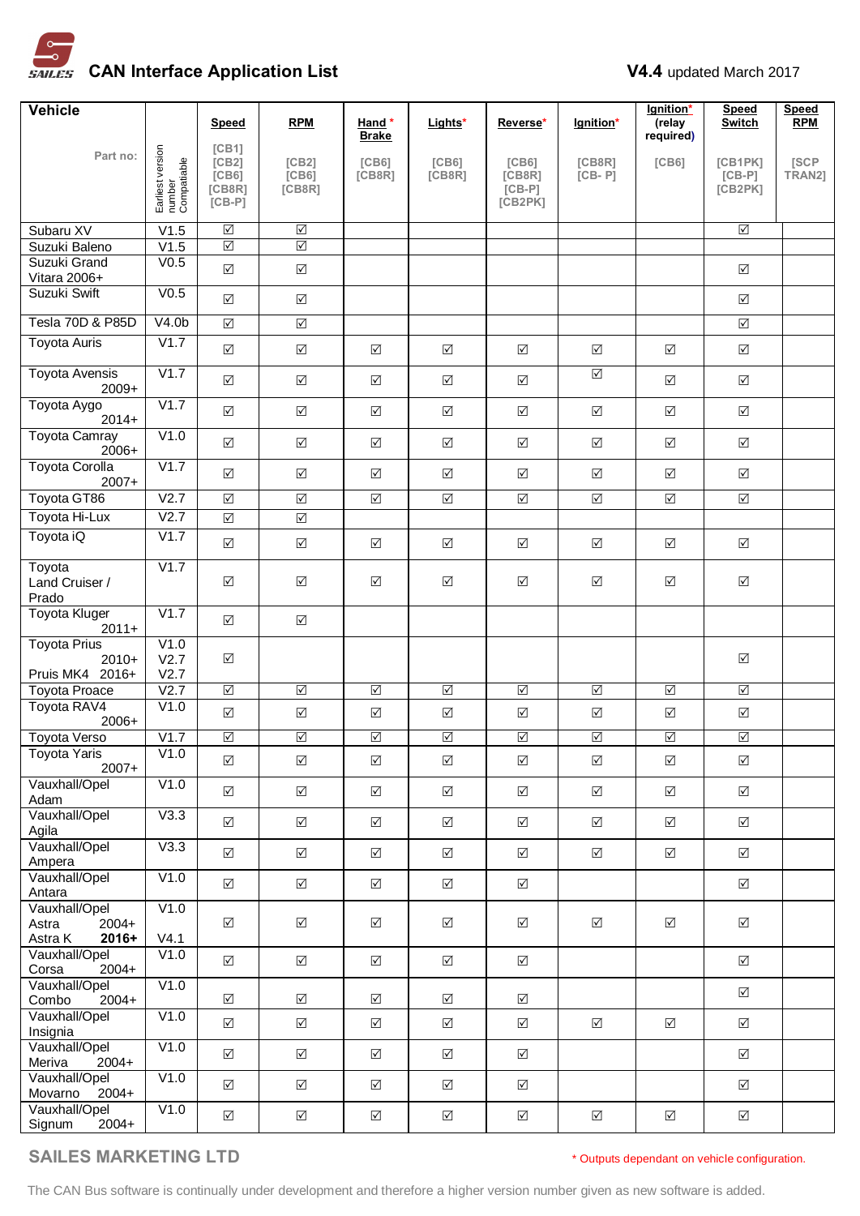# CAN Interface Application List

**V4.4** updated March 2017

| Vehicle<br>Part no: | Earliest version number Compatiable | Speed<br>[CB1] [CB2] [CB6] [CB8R] [CB-P] | RPM<br>[CB2] [CB6] [CB8R] | Hand * Brake<br>[CB6] [CB8R] | Lights*<br>[CB6] [CB8R] | Reverse*<br>[CB6] [CB8R] [CB-P] [CB2PK] | Ignition*<br>[CB8R] [CB- P] | Ignition* (relay required)<br>[CB6] | Speed Switch<br>[CB1PK] [CB-P] [CB2PK] | Speed RPM<br>[SCP TRAN2] |
|---|---|---|---|---|---|---|---|---|---|---|
| Subaru XV | V1.5 | ☑ | ☑ | | | | | | ☑ | |
| Suzuki Baleno | V1.5 | ☑ | ☑ | | | | | | ☑ | |
| Suzuki Grand Vitara 2006+ | V0.5 | ☑ | ☑ | | | | | | ☑ | |
| Suzuki Swift | V0.5 | ☑ | ☑ | | | | | | ☑ | |
| Tesla 70D & P85D | V4.0b | ☑ | ☑ | | | | | | ☑ | |
| Toyota Auris | V1.7 | ☑ | ☑ | ☑ | ☑ | ☑ | ☑ | ☑ | ☑ | |
| Toyota Avensis 2009+ | V1.7 | ☑ | ☑ | ☑ | ☑ | ☑ | ☑ | ☑ | ☑ | |
| Toyota Aygo 2014+ | V1.7 | ☑ | ☑ | ☑ | ☑ | ☑ | ☑ | ☑ | ☑ | |
| Toyota Camray 2006+ | V1.0 | ☑ | ☑ | ☑ | ☑ | ☑ | ☑ | ☑ | ☑ | |
| Toyota Corolla 2007+ | V1.7 | ☑ | ☑ | ☑ | ☑ | ☑ | ☑ | ☑ | ☑ | |
| Toyota GT86 | V2.7 | ☑ | ☑ | ☑ | ☑ | ☑ | ☑ | ☑ | ☑ | |
| Toyota Hi-Lux | V2.7 | ☑ | ☑ | | | | | | | |
| Toyota iQ | V1.7 | ☑ | ☑ | ☑ | ☑ | ☑ | ☑ | ☑ | ☑ | |
| Toyota Land Cruiser / Prado | V1.7 | ☑ | ☑ | ☑ | ☑ | ☑ | ☑ | ☑ | ☑ | |
| Toyota Kluger 2011+ | V1.7 | ☑ | ☑ | | | | | | | |
| Toyota Prius 2010+<br>Pruis MK4 2016+ | V1.0<br>V2.7<br>V2.7 | ☑ | | | | | | | ☑ | |
| Toyota Proace | V2.7 | ☑ | ☑ | ☑ | ☑ | ☑ | ☑ | ☑ | ☑ | |
| Toyota RAV4 2006+ | V1.0 | ☑ | ☑ | ☑ | ☑ | ☑ | ☑ | ☑ | ☑ | |
| Toyota Verso | V1.7 | ☑ | ☑ | ☑ | ☑ | ☑ | ☑ | ☑ | ☑ | |
| Toyota Yaris 2007+ | V1.0 | ☑ | ☑ | ☑ | ☑ | ☑ | ☑ | ☑ | ☑ | |
| Vauxhall/Opel Adam | V1.0 | ☑ | ☑ | ☑ | ☑ | ☑ | ☑ | ☑ | ☑ | |
| Vauxhall/Opel Agila | V3.3 | ☑ | ☑ | ☑ | ☑ | ☑ | ☑ | ☑ | ☑ | |
| Vauxhall/Opel Ampera | V3.3 | ☑ | ☑ | ☑ | ☑ | ☑ | ☑ | ☑ | ☑ | |
| Vauxhall/Opel Antara | V1.0 | ☑ | ☑ | ☑ | ☑ | ☑ | | | ☑ | |
| Vauxhall/Opel Astra 2004+<br>Astra K **2016+** | V1.0<br><br>V4.1 | ☑ | ☑ | ☑ | ☑ | ☑ | ☑ | ☑ | ☑ | |
| Vauxhall/Opel Corsa 2004+ | V1.0 | ☑ | ☑ | ☑ | ☑ | ☑ | | | ☑ | |
| Vauxhall/Opel Combo 2004+ | V1.0 | ☑ | ☑ | ☑ | ☑ | ☑ | | | ☑ | |
| Vauxhall/Opel Insignia | V1.0 | ☑ | ☑ | ☑ | ☑ | ☑ | ☑ | ☑ | ☑ | |
| Vauxhall/Opel Meriva 2004+ | V1.0 | ☑ | ☑ | ☑ | ☑ | ☑ | | | ☑ | |
| Vauxhall/Opel Movarno 2004+ | V1.0 | ☑ | ☑ | ☑ | ☑ | ☑ | | | ☑ | |
| Vauxhall/Opel Signum 2004+ | V1.0 | ☑ | ☑ | ☑ | ☑ | ☑ | ☑ | ☑ | ☑ | |

SAILES MARKETING LTD

* Outputs dependant on vehicle configuration.

The CAN Bus software is continually under development and therefore a higher version number given as new software is added.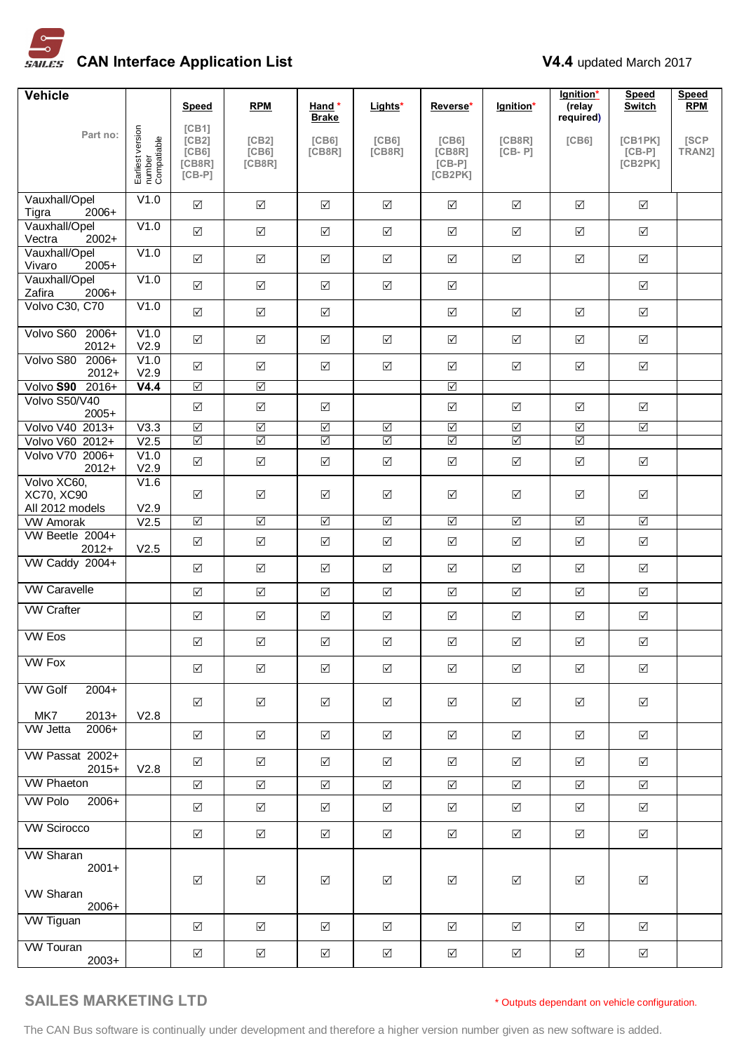# CAN Interface Application List

**V4.4** updated March 2017

| Vehicle / Part no: | Earliest version number Compatiable | **Speed** [CB1] [CB2] [CB6] [CB8R] [CB-P] | **RPM** [CB2] [CB6] [CB8R] | **Hand * Brake** [CB6] [CB8R] | **Lights*** [CB6] [CB8R] | **Reverse*** [CB6] [CB8R] [CB-P] [CB2PK] | **Ignition*** [CB8R] [CB- P] | **Ignition*** (relay required) [CB6] | **Speed Switch** [CB1PK] [CB-P] [CB2PK] | **Speed RPM** [SCP TRAN2] |
|---|---|---|---|---|---|---|---|---|---|---|
| Vauxhall/Opel Tigra 2006+ | V1.0 | ☑ | ☑ | ☑ | ☑ | ☑ | ☑ | ☑ | ☑ | |
| Vauxhall/Opel Vectra 2002+ | V1.0 | ☑ | ☑ | ☑ | ☑ | ☑ | ☑ | ☑ | ☑ | |
| Vauxhall/Opel Vivaro 2005+ | V1.0 | ☑ | ☑ | ☑ | ☑ | ☑ | ☑ | ☑ | ☑ | |
| Vauxhall/Opel Zafira 2006+ | V1.0 | ☑ | ☑ | ☑ | ☑ | ☑ | | | ☑ | |
| Volvo C30, C70 | V1.0 | ☑ | ☑ | ☑ | | ☑ | ☑ | ☑ | ☑ | |
| Volvo S60 2006+ 2012+ | V1.0 V2.9 | ☑ | ☑ | ☑ | ☑ | ☑ | ☑ | ☑ | ☑ | |
| Volvo S80 2006+ 2012+ | V1.0 V2.9 | ☑ | ☑ | ☑ | ☑ | ☑ | ☑ | ☑ | ☑ | |
| Volvo **S90** 2016+ | **V4.4** | ☑ | ☑ | | | ☑ | | | | |
| Volvo S50/V40 2005+ | | ☑ | ☑ | ☑ | | ☑ | ☑ | ☑ | ☑ | |
| Volvo V40 2013+ | V3.3 | ☑ | ☑ | ☑ | ☑ | ☑ | ☑ | ☑ | ☑ | |
| Volvo V60 2012+ | V2.5 | ☑ | ☑ | ☑ | ☑ | ☑ | ☑ | ☑ | | |
| Volvo V70 2006+ 2012+ | V1.0 V2.9 | ☑ | ☑ | ☑ | ☑ | ☑ | ☑ | ☑ | ☑ | |
| Volvo XC60, XC70, XC90 All 2012 models | V1.6 V2.9 | ☑ | ☑ | ☑ | ☑ | ☑ | ☑ | ☑ | ☑ | |
| VW Amorak | V2.5 | ☑ | ☑ | ☑ | ☑ | ☑ | ☑ | ☑ | ☑ | |
| VW Beetle 2004+ 2012+ | V2.5 | ☑ | ☑ | ☑ | ☑ | ☑ | ☑ | ☑ | ☑ | |
| VW Caddy 2004+ | | ☑ | ☑ | ☑ | ☑ | ☑ | ☑ | ☑ | ☑ | |
| VW Caravelle | | ☑ | ☑ | ☑ | ☑ | ☑ | ☑ | ☑ | ☑ | |
| VW Crafter | | ☑ | ☑ | ☑ | ☑ | ☑ | ☑ | ☑ | ☑ | |
| VW Eos | | ☑ | ☑ | ☑ | ☑ | ☑ | ☑ | ☑ | ☑ | |
| VW Fox | | ☑ | ☑ | ☑ | ☑ | ☑ | ☑ | ☑ | ☑ | |
| VW Golf 2004+ MK7 2013+ | V2.8 | ☑ | ☑ | ☑ | ☑ | ☑ | ☑ | ☑ | ☑ | |
| VW Jetta 2006+ | | ☑ | ☑ | ☑ | ☑ | ☑ | ☑ | ☑ | ☑ | |
| VW Passat 2002+ 2015+ | V2.8 | ☑ | ☑ | ☑ | ☑ | ☑ | ☑ | ☑ | ☑ | |
| VW Phaeton | | ☑ | ☑ | ☑ | ☑ | ☑ | ☑ | ☑ | ☑ | |
| VW Polo 2006+ | | ☑ | ☑ | ☑ | ☑ | ☑ | ☑ | ☑ | ☑ | |
| VW Scirocco | | ☑ | ☑ | ☑ | ☑ | ☑ | ☑ | ☑ | ☑ | |
| VW Sharan 2001+ VW Sharan 2006+ | | ☑ | ☑ | ☑ | ☑ | ☑ | ☑ | ☑ | ☑ | |
| VW Tiguan | | ☑ | ☑ | ☑ | ☑ | ☑ | ☑ | ☑ | ☑ | |
| VW Touran 2003+ | | ☑ | ☑ | ☑ | ☑ | ☑ | ☑ | ☑ | ☑ | |

**SAILES MARKETING LTD**

\* Outputs dependant on vehicle configuration.

The CAN Bus software is continually under development and therefore a higher version number given as new software is added.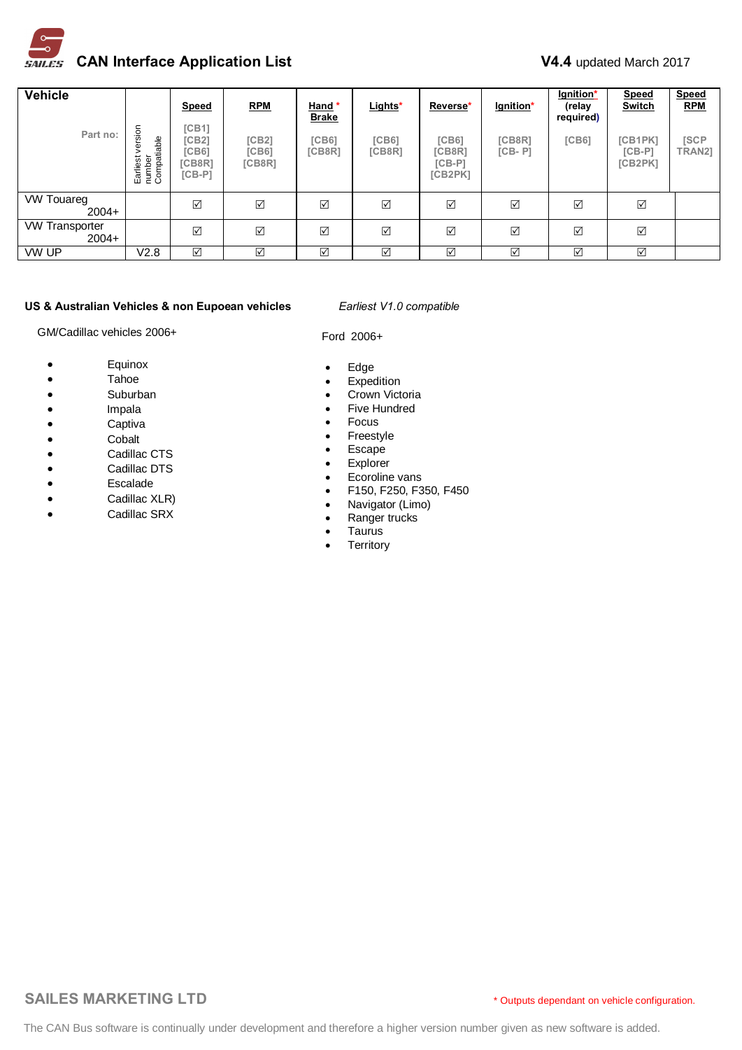# CAN Interface Application List

**V4.4** updated March 2017

| Vehicle<br>Part no: | Earliest version number Compatiable | Speed<br>[CB1]<br>[CB2]<br>[CB6]<br>[CB8R]<br>[CB-P] | RPM<br>[CB2]<br>[CB6]<br>[CB8R] | Hand * Brake<br>[CB6]<br>[CB8R] | Lights*<br>[CB6]<br>[CB8R] | Reverse*<br>[CB6]<br>[CB8R]<br>[CB-P]<br>[CB2PK] | Ignition*<br>[CB8R]<br>[CB- P] | Ignition* (relay required)<br>[CB6] | Speed Switch<br>[CB1PK]<br>[CB-P]<br>[CB2PK] | Speed RPM<br>[SCP TRAN2] |
|---|---|---|---|---|---|---|---|---|---|---|
| VW Touareg 2004+ | | ☑ | ☑ | ☑ | ☑ | ☑ | ☑ | ☑ | ☑ | |
| VW Transporter 2004+ | | ☑ | ☑ | ☑ | ☑ | ☑ | ☑ | ☑ | ☑ | |
| VW UP | V2.8 | ☑ | ☑ | ☑ | ☑ | ☑ | ☑ | ☑ | ☑ | |

**US & Australian Vehicles & non Eupoean vehicles**

*Earliest V1.0 compatible*

GM/Cadillac vehicles 2006+

- Equinox
- Tahoe
- Suburban
- Impala
- Captiva
- Cobalt
- Cadillac CTS
- Cadillac DTS
- Escalade
- Cadillac XLR)
- Cadillac SRX

Ford 2006+

- Edge
- Expedition
- Crown Victoria
- Five Hundred
- Focus
- Freestyle
- Escape
- Explorer
- Ecoroline vans
- F150, F250, F350, F450
- Navigator (Limo)
- Ranger trucks
- Taurus
- Territory

SAILES MARKETING LTD

* Outputs dependant on vehicle configuration.

The CAN Bus software is continually under development and therefore a higher version number given as new software is added.